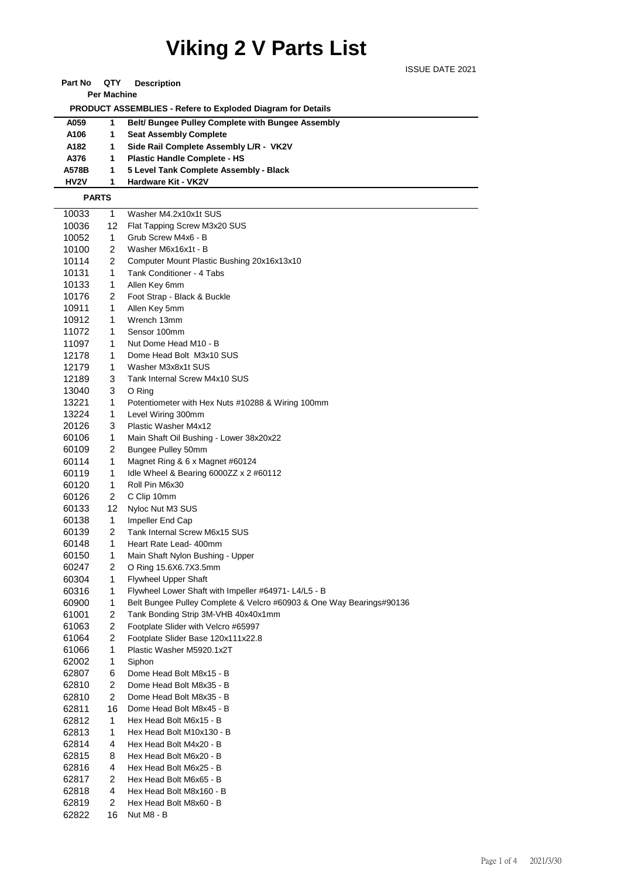# Viking 2 V Parts List

ISSUE DATE 2021

| Part No | QTY Per Machine | Description |
|---|---|---|
| | | **PRODUCT ASSEMBLIES - Refere to Exploded Diagram for Details** |
| **A059** | **1** | **Belt/ Bungee Pulley Complete with Bungee Assembly** |
| **A106** | **1** | **Seat Assembly Complete** |
| **A182** | **1** | **Side Rail Complete Assembly L/R - VK2V** |
| **A376** | **1** | **Plastic Handle Complete - HS** |
| **A578B** | **1** | **5 Level Tank Complete Assembly - Black** |
| **HV2V** | **1** | **Hardware Kit - VK2V** |
| **PARTS** | | |
| 10033 | 1 | Washer M4.2x10x1t SUS |
| 10036 | 12 | Flat Tapping Screw M3x20 SUS |
| 10052 | 1 | Grub Screw M4x6 - B |
| 10100 | 2 | Washer M6x16x1t - B |
| 10114 | 2 | Computer Mount Plastic Bushing 20x16x13x10 |
| 10131 | 1 | Tank Conditioner - 4 Tabs |
| 10133 | 1 | Allen Key 6mm |
| 10176 | 2 | Foot Strap - Black & Buckle |
| 10911 | 1 | Allen Key 5mm |
| 10912 | 1 | Wrench 13mm |
| 11072 | 1 | Sensor 100mm |
| 11097 | 1 | Nut Dome Head M10 - B |
| 12178 | 1 | Dome Head Bolt M3x10 SUS |
| 12179 | 1 | Washer M3x8x1t SUS |
| 12189 | 3 | Tank Internal Screw M4x10 SUS |
| 13040 | 3 | O Ring |
| 13221 | 1 | Potentiometer with Hex Nuts #10288 & Wiring 100mm |
| 13224 | 1 | Level Wiring 300mm |
| 20126 | 3 | Plastic Washer M4x12 |
| 60106 | 1 | Main Shaft Oil Bushing - Lower 38x20x22 |
| 60109 | 2 | Bungee Pulley 50mm |
| 60114 | 1 | Magnet Ring & 6 x Magnet #60124 |
| 60119 | 1 | Idle Wheel & Bearing 6000ZZ x 2 #60112 |
| 60120 | 1 | Roll Pin M6x30 |
| 60126 | 2 | C Clip 10mm |
| 60133 | 12 | Nyloc Nut M3 SUS |
| 60138 | 1 | Impeller End Cap |
| 60139 | 2 | Tank Internal Screw M6x15 SUS |
| 60148 | 1 | Heart Rate Lead- 400mm |
| 60150 | 1 | Main Shaft Nylon Bushing - Upper |
| 60247 | 2 | O Ring 15.6X6.7X3.5mm |
| 60304 | 1 | Flywheel Upper Shaft |
| 60316 | 1 | Flywheel Lower Shaft with Impeller #64971- L4/L5 - B |
| 60900 | 1 | Belt Bungee Pulley Complete & Velcro #60903 & One Way Bearings#90136 |
| 61001 | 2 | Tank Bonding Strip 3M-VHB 40x40x1mm |
| 61063 | 2 | Footplate Slider with Velcro #65997 |
| 61064 | 2 | Footplate Slider Base 120x111x22.8 |
| 61066 | 1 | Plastic Washer M5920.1x2T |
| 62002 | 1 | Siphon |
| 62807 | 6 | Dome Head Bolt M8x15 - B |
| 62810 | 2 | Dome Head Bolt M8x35 - B |
| 62810 | 2 | Dome Head Bolt M8x35 - B |
| 62811 | 16 | Dome Head Bolt M8x45 - B |
| 62812 | 1 | Hex Head Bolt M6x15 - B |
| 62813 | 1 | Hex Head Bolt M10x130 - B |
| 62814 | 4 | Hex Head Bolt M4x20 - B |
| 62815 | 8 | Hex Head Bolt M6x20 - B |
| 62816 | 4 | Hex Head Bolt M6x25 - B |
| 62817 | 2 | Hex Head Bolt M6x65 - B |
| 62818 | 4 | Hex Head Bolt M8x160 - B |
| 62819 | 2 | Hex Head Bolt M8x60 - B |
| 62822 | 16 | Nut M8 - B |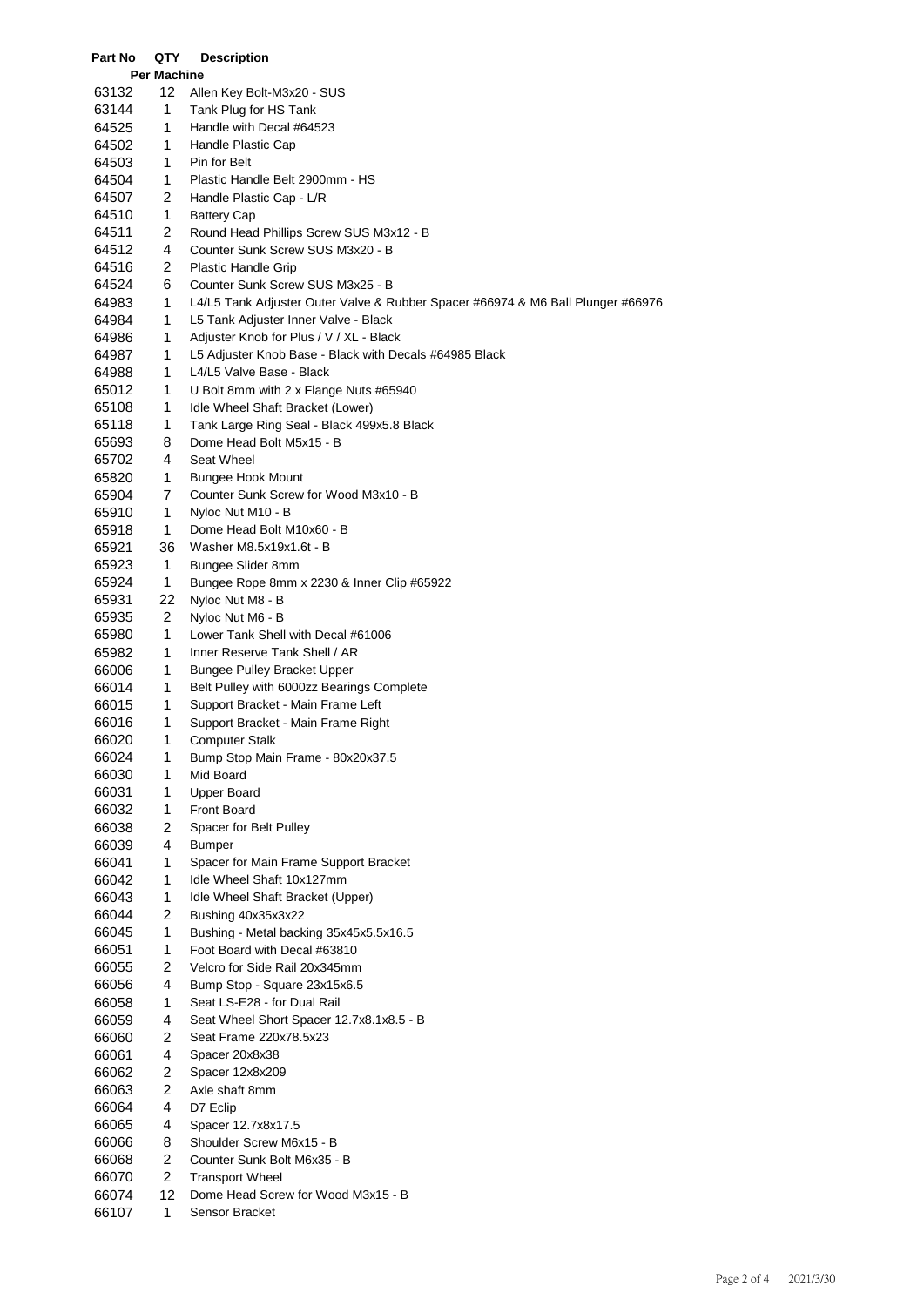| Part No | QTY Per Machine | Description |
|---|---|---|
| 63132 | 12 | Allen Key Bolt-M3x20 - SUS |
| 63144 | 1 | Tank Plug for HS Tank |
| 64525 | 1 | Handle with Decal #64523 |
| 64502 | 1 | Handle Plastic Cap |
| 64503 | 1 | Pin for Belt |
| 64504 | 1 | Plastic Handle Belt 2900mm - HS |
| 64507 | 2 | Handle Plastic Cap - L/R |
| 64510 | 1 | Battery Cap |
| 64511 | 2 | Round Head Phillips Screw SUS M3x12 - B |
| 64512 | 4 | Counter Sunk Screw SUS M3x20 - B |
| 64516 | 2 | Plastic Handle Grip |
| 64524 | 6 | Counter Sunk Screw SUS M3x25 - B |
| 64983 | 1 | L4/L5 Tank Adjuster Outer Valve & Rubber Spacer #66974 & M6 Ball Plunger #66976 |
| 64984 | 1 | L5 Tank Adjuster Inner Valve - Black |
| 64986 | 1 | Adjuster Knob for Plus / V / XL - Black |
| 64987 | 1 | L5 Adjuster Knob Base - Black with Decals #64985 Black |
| 64988 | 1 | L4/L5 Valve Base - Black |
| 65012 | 1 | U Bolt 8mm with 2 x Flange Nuts #65940 |
| 65108 | 1 | Idle Wheel Shaft Bracket (Lower) |
| 65118 | 1 | Tank Large Ring Seal - Black 499x5.8 Black |
| 65693 | 8 | Dome Head Bolt M5x15 - B |
| 65702 | 4 | Seat Wheel |
| 65820 | 1 | Bungee Hook Mount |
| 65904 | 7 | Counter Sunk Screw for Wood M3x10 - B |
| 65910 | 1 | Nyloc Nut M10 - B |
| 65918 | 1 | Dome Head Bolt M10x60 - B |
| 65921 | 36 | Washer M8.5x19x1.6t - B |
| 65923 | 1 | Bungee Slider 8mm |
| 65924 | 1 | Bungee Rope 8mm x 2230 & Inner Clip #65922 |
| 65931 | 22 | Nyloc Nut M8 - B |
| 65935 | 2 | Nyloc Nut M6 - B |
| 65980 | 1 | Lower Tank Shell with Decal #61006 |
| 65982 | 1 | Inner Reserve Tank Shell / AR |
| 66006 | 1 | Bungee Pulley Bracket Upper |
| 66014 | 1 | Belt Pulley with 6000zz Bearings Complete |
| 66015 | 1 | Support Bracket - Main Frame Left |
| 66016 | 1 | Support Bracket - Main Frame Right |
| 66020 | 1 | Computer Stalk |
| 66024 | 1 | Bump Stop Main Frame - 80x20x37.5 |
| 66030 | 1 | Mid Board |
| 66031 | 1 | Upper Board |
| 66032 | 1 | Front Board |
| 66038 | 2 | Spacer for Belt Pulley |
| 66039 | 4 | Bumper |
| 66041 | 1 | Spacer for Main Frame Support Bracket |
| 66042 | 1 | Idle Wheel Shaft 10x127mm |
| 66043 | 1 | Idle Wheel Shaft Bracket (Upper) |
| 66044 | 2 | Bushing 40x35x3x22 |
| 66045 | 1 | Bushing - Metal backing 35x45x5.5x16.5 |
| 66051 | 1 | Foot Board with Decal #63810 |
| 66055 | 2 | Velcro for Side Rail 20x345mm |
| 66056 | 4 | Bump Stop - Square 23x15x6.5 |
| 66058 | 1 | Seat LS-E28 - for Dual Rail |
| 66059 | 4 | Seat Wheel Short Spacer 12.7x8.1x8.5 - B |
| 66060 | 2 | Seat Frame 220x78.5x23 |
| 66061 | 4 | Spacer 20x8x38 |
| 66062 | 2 | Spacer 12x8x209 |
| 66063 | 2 | Axle shaft 8mm |
| 66064 | 4 | D7 Eclip |
| 66065 | 4 | Spacer 12.7x8x17.5 |
| 66066 | 8 | Shoulder Screw M6x15 - B |
| 66068 | 2 | Counter Sunk Bolt M6x35 - B |
| 66070 | 2 | Transport Wheel |
| 66074 | 12 | Dome Head Screw for Wood M3x15 - B |
| 66107 | 1 | Sensor Bracket |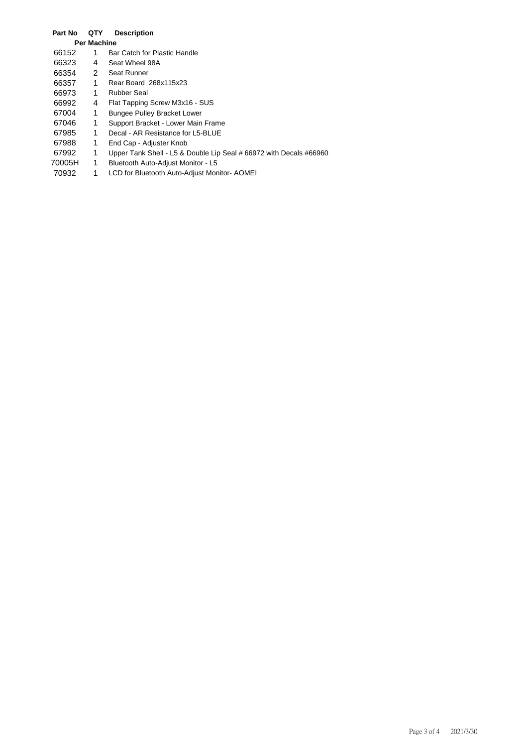| Part No | QTY Per Machine | Description |
| --- | --- | --- |
| 66152 | 1 | Bar Catch for Plastic Handle |
| 66323 | 4 | Seat Wheel 98A |
| 66354 | 2 | Seat Runner |
| 66357 | 1 | Rear Board 268x115x23 |
| 66973 | 1 | Rubber Seal |
| 66992 | 4 | Flat Tapping Screw M3x16 - SUS |
| 67004 | 1 | Bungee Pulley Bracket Lower |
| 67046 | 1 | Support Bracket - Lower Main Frame |
| 67985 | 1 | Decal - AR Resistance for L5-BLUE |
| 67988 | 1 | End Cap - Adjuster Knob |
| 67992 | 1 | Upper Tank Shell - L5 & Double Lip Seal # 66972 with Decals #66960 |
| 70005H | 1 | Bluetooth Auto-Adjust Monitor - L5 |
| 70932 | 1 | LCD for Bluetooth Auto-Adjust Monitor- AOMEI |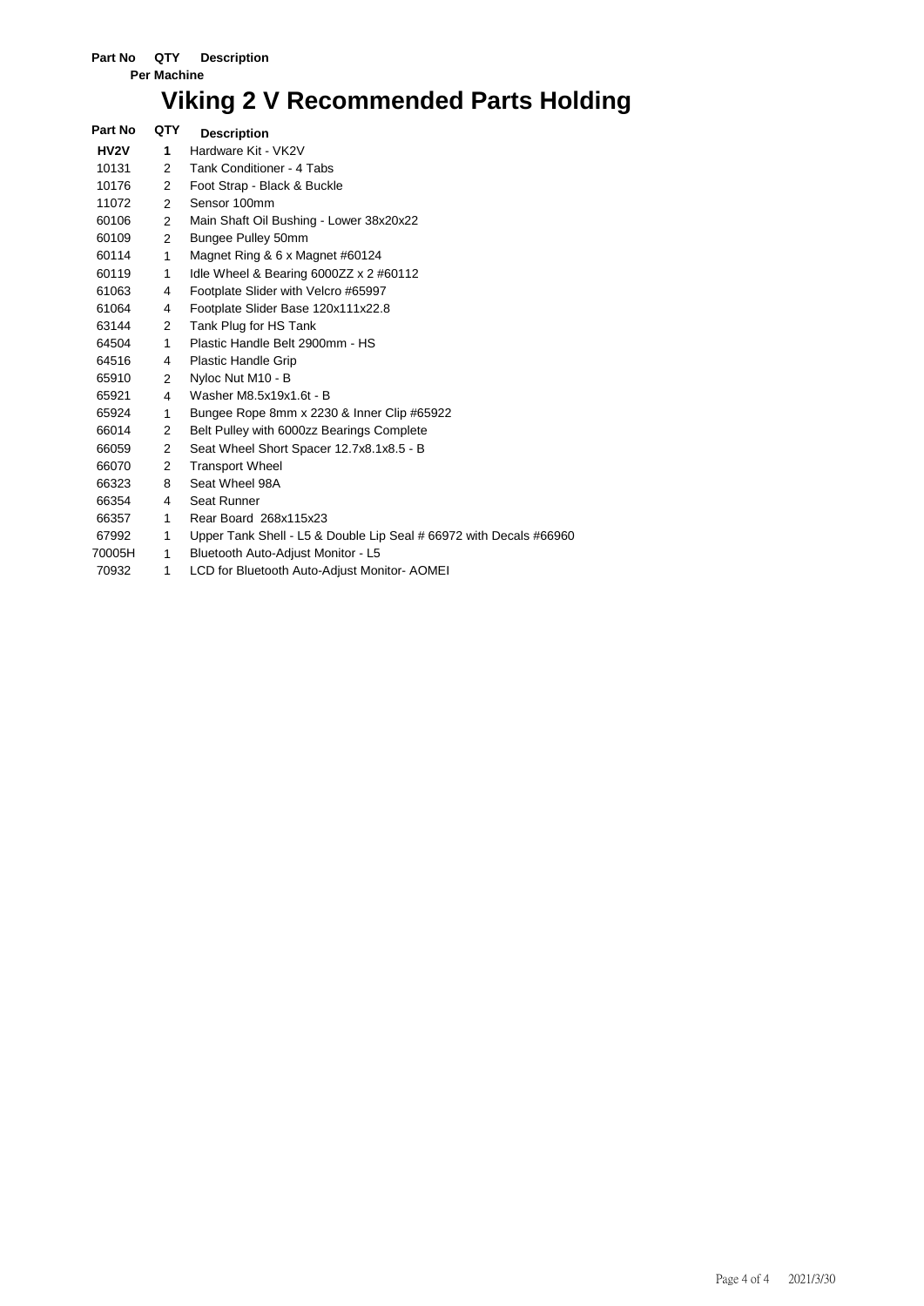| Part No | QTY | Description |
|---|---|---|
| | Per Machine | |

# Viking 2 V Recommended Parts Holding

| Part No | QTY | Description |
|---|---|---|
| **HV2V** | **1** | Hardware Kit - VK2V |
| 10131 | 2 | Tank Conditioner - 4 Tabs |
| 10176 | 2 | Foot Strap - Black & Buckle |
| 11072 | 2 | Sensor 100mm |
| 60106 | 2 | Main Shaft Oil Bushing - Lower 38x20x22 |
| 60109 | 2 | Bungee Pulley 50mm |
| 60114 | 1 | Magnet Ring & 6 x Magnet #60124 |
| 60119 | 1 | Idle Wheel & Bearing 6000ZZ x 2 #60112 |
| 61063 | 4 | Footplate Slider with Velcro #65997 |
| 61064 | 4 | Footplate Slider Base 120x111x22.8 |
| 63144 | 2 | Tank Plug for HS Tank |
| 64504 | 1 | Plastic Handle Belt 2900mm - HS |
| 64516 | 4 | Plastic Handle Grip |
| 65910 | 2 | Nyloc Nut M10 - B |
| 65921 | 4 | Washer M8.5x19x1.6t - B |
| 65924 | 1 | Bungee Rope 8mm x 2230 & Inner Clip #65922 |
| 66014 | 2 | Belt Pulley with 6000zz Bearings Complete |
| 66059 | 2 | Seat Wheel Short Spacer 12.7x8.1x8.5 - B |
| 66070 | 2 | Transport Wheel |
| 66323 | 8 | Seat Wheel 98A |
| 66354 | 4 | Seat Runner |
| 66357 | 1 | Rear Board 268x115x23 |
| 67992 | 1 | Upper Tank Shell - L5 & Double Lip Seal # 66972 with Decals #66960 |
| 70005H | 1 | Bluetooth Auto-Adjust Monitor - L5 |
| 70932 | 1 | LCD for Bluetooth Auto-Adjust Monitor- AOMEI |